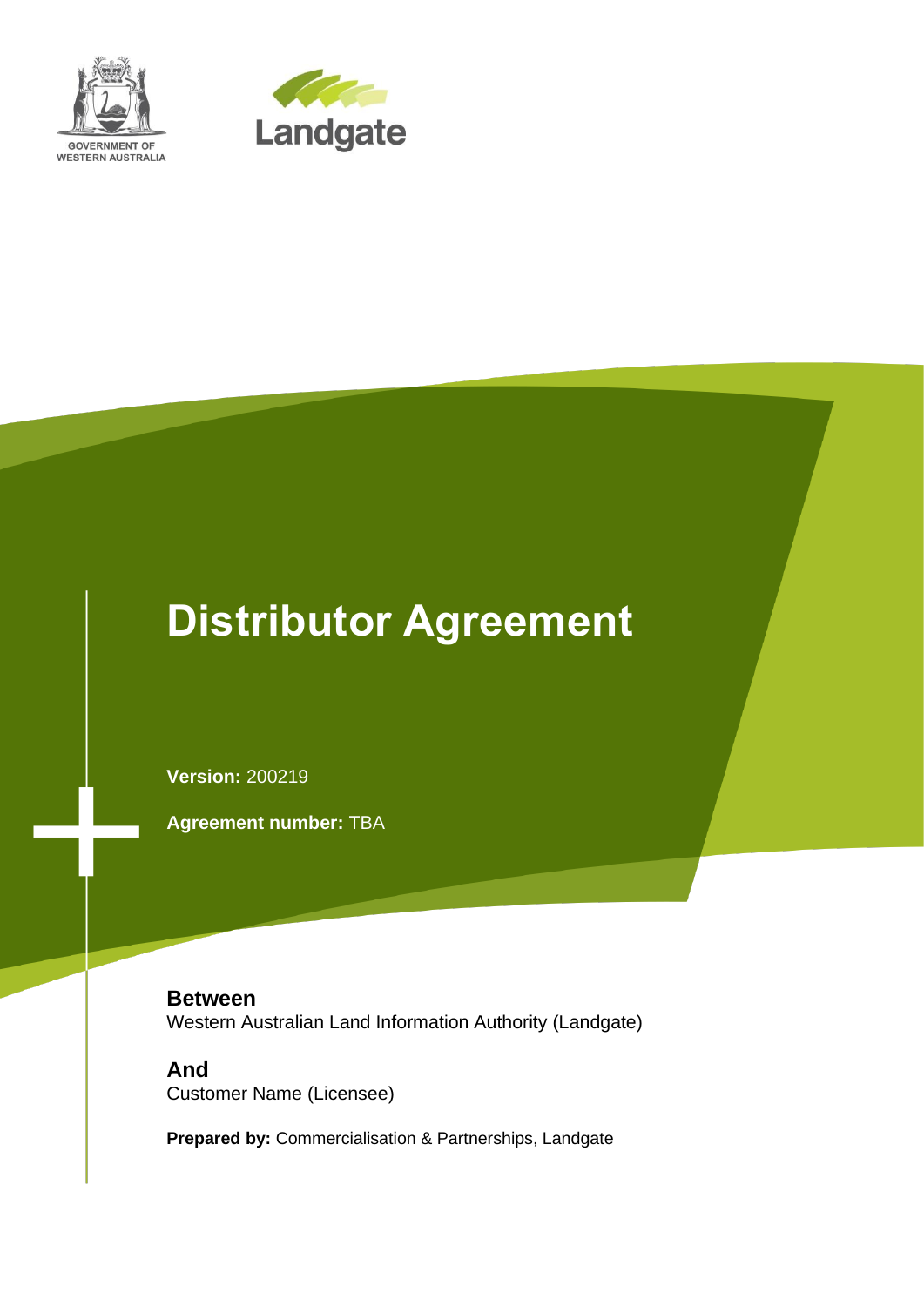GOVERNMENT OF WESTERN AUSTRALIA

Landgate

# Distributor Agreement

**Version:** 200219

**Agreement number:** TBA

**Between**
Western Australian Land Information Authority (Landgate)

**And**
Customer Name (Licensee)

**Prepared by:** Commercialisation & Partnerships, Landgate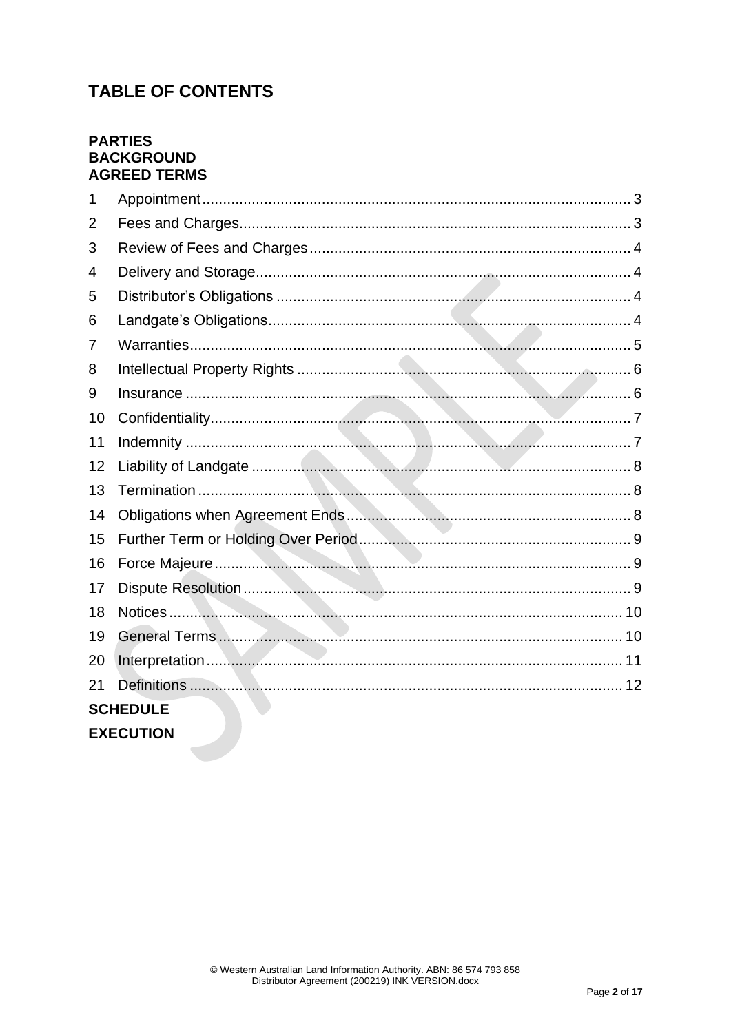# TABLE OF CONTENTS

**PARTIES**
**BACKGROUND**
**AGREED TERMS**

| | | |
|---|---|---|
| 1 | Appointment | 3 |
| 2 | Fees and Charges | 3 |
| 3 | Review of Fees and Charges | 4 |
| 4 | Delivery and Storage | 4 |
| 5 | Distributor's Obligations | 4 |
| 6 | Landgate's Obligations | 4 |
| 7 | Warranties | 5 |
| 8 | Intellectual Property Rights | 6 |
| 9 | Insurance | 6 |
| 10 | Confidentiality | 7 |
| 11 | Indemnity | 7 |
| 12 | Liability of Landgate | 8 |
| 13 | Termination | 8 |
| 14 | Obligations when Agreement Ends | 8 |
| 15 | Further Term or Holding Over Period | 9 |
| 16 | Force Majeure | 9 |
| 17 | Dispute Resolution | 9 |
| 18 | Notices | 10 |
| 19 | General Terms | 10 |
| 20 | Interpretation | 11 |
| 21 | Definitions | 12 |

**SCHEDULE**

**EXECUTION**

© Western Australian Land Information Authority. ABN: 86 574 793 858
Distributor Agreement (200219) INK VERSION.docx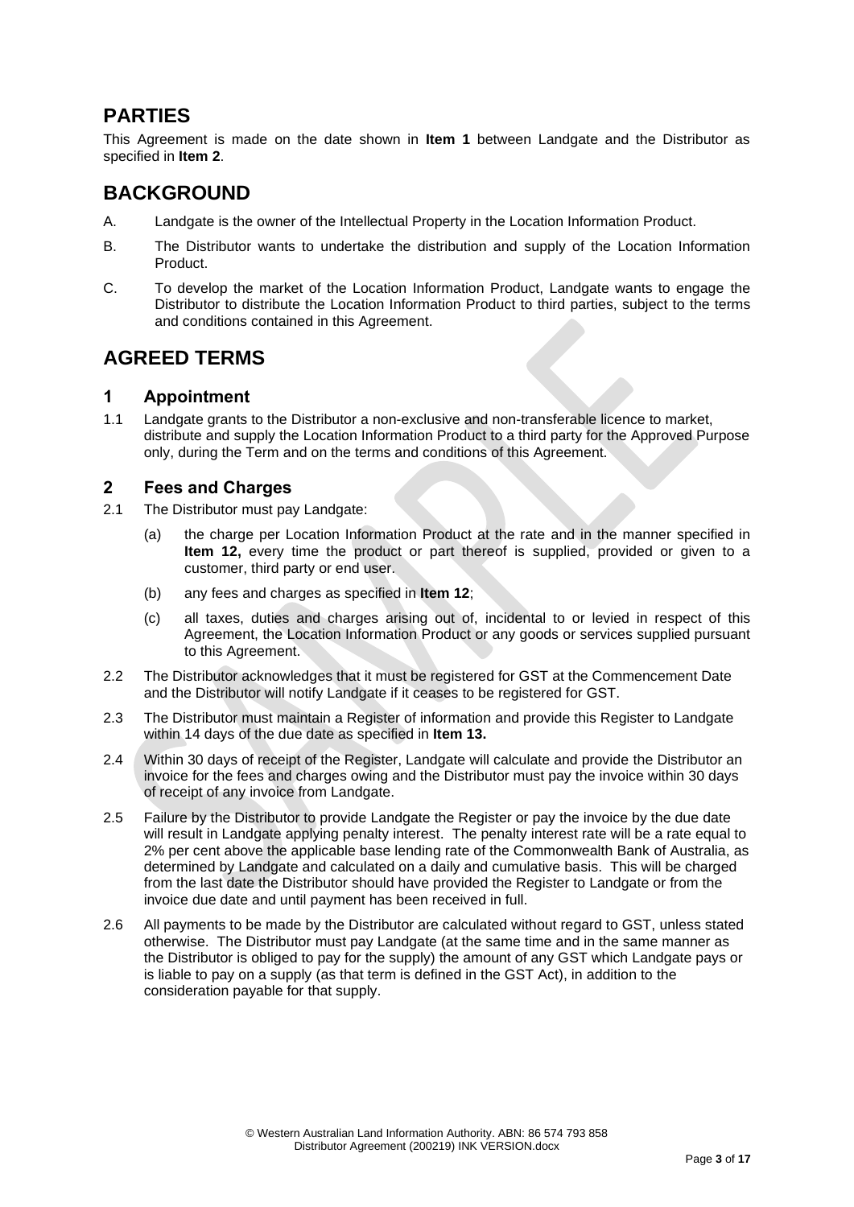## PARTIES

This Agreement is made on the date shown in **Item 1** between Landgate and the Distributor as specified in **Item 2**.

## BACKGROUND

A. Landgate is the owner of the Intellectual Property in the Location Information Product.

B. The Distributor wants to undertake the distribution and supply of the Location Information Product.

C. To develop the market of the Location Information Product, Landgate wants to engage the Distributor to distribute the Location Information Product to third parties, subject to the terms and conditions contained in this Agreement.

## AGREED TERMS

### 1 Appointment

1.1 Landgate grants to the Distributor a non-exclusive and non-transferable licence to market, distribute and supply the Location Information Product to a third party for the Approved Purpose only, during the Term and on the terms and conditions of this Agreement.

### 2 Fees and Charges

2.1 The Distributor must pay Landgate:

(a) the charge per Location Information Product at the rate and in the manner specified in **Item 12,** every time the product or part thereof is supplied, provided or given to a customer, third party or end user.

(b) any fees and charges as specified in **Item 12**;

(c) all taxes, duties and charges arising out of, incidental to or levied in respect of this Agreement, the Location Information Product or any goods or services supplied pursuant to this Agreement.

2.2 The Distributor acknowledges that it must be registered for GST at the Commencement Date and the Distributor will notify Landgate if it ceases to be registered for GST.

2.3 The Distributor must maintain a Register of information and provide this Register to Landgate within 14 days of the due date as specified in **Item 13.**

2.4 Within 30 days of receipt of the Register, Landgate will calculate and provide the Distributor an invoice for the fees and charges owing and the Distributor must pay the invoice within 30 days of receipt of any invoice from Landgate.

2.5 Failure by the Distributor to provide Landgate the Register or pay the invoice by the due date will result in Landgate applying penalty interest. The penalty interest rate will be a rate equal to 2% per cent above the applicable base lending rate of the Commonwealth Bank of Australia, as determined by Landgate and calculated on a daily and cumulative basis. This will be charged from the last date the Distributor should have provided the Register to Landgate or from the invoice due date and until payment has been received in full.

2.6 All payments to be made by the Distributor are calculated without regard to GST, unless stated otherwise. The Distributor must pay Landgate (at the same time and in the same manner as the Distributor is obliged to pay for the supply) the amount of any GST which Landgate pays or is liable to pay on a supply (as that term is defined in the GST Act), in addition to the consideration payable for that supply.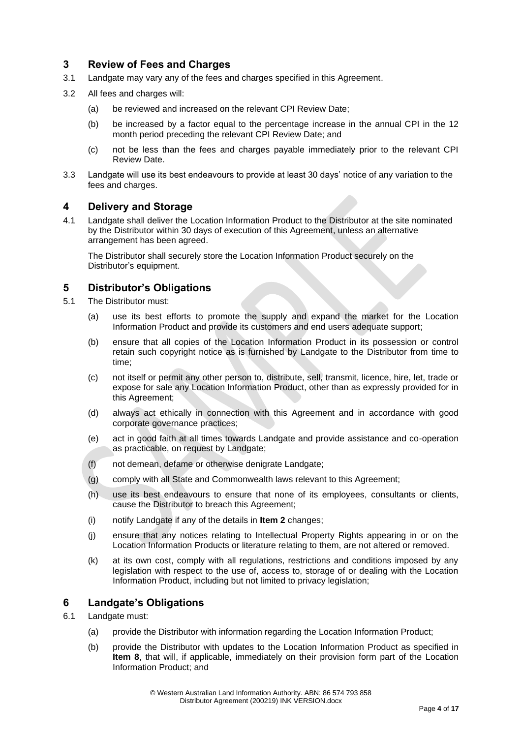## 3 Review of Fees and Charges

3.1 Landgate may vary any of the fees and charges specified in this Agreement.

3.2 All fees and charges will:

(a) be reviewed and increased on the relevant CPI Review Date;

(b) be increased by a factor equal to the percentage increase in the annual CPI in the 12 month period preceding the relevant CPI Review Date; and

(c) not be less than the fees and charges payable immediately prior to the relevant CPI Review Date.

3.3 Landgate will use its best endeavours to provide at least 30 days' notice of any variation to the fees and charges.

## 4 Delivery and Storage

4.1 Landgate shall deliver the Location Information Product to the Distributor at the site nominated by the Distributor within 30 days of execution of this Agreement, unless an alternative arrangement has been agreed.

The Distributor shall securely store the Location Information Product securely on the Distributor's equipment.

## 5 Distributor's Obligations

5.1 The Distributor must:

(a) use its best efforts to promote the supply and expand the market for the Location Information Product and provide its customers and end users adequate support;

(b) ensure that all copies of the Location Information Product in its possession or control retain such copyright notice as is furnished by Landgate to the Distributor from time to time;

(c) not itself or permit any other person to, distribute, sell, transmit, licence, hire, let, trade or expose for sale any Location Information Product, other than as expressly provided for in this Agreement;

(d) always act ethically in connection with this Agreement and in accordance with good corporate governance practices;

(e) act in good faith at all times towards Landgate and provide assistance and co-operation as practicable, on request by Landgate;

(f) not demean, defame or otherwise denigrate Landgate;

(g) comply with all State and Commonwealth laws relevant to this Agreement;

(h) use its best endeavours to ensure that none of its employees, consultants or clients, cause the Distributor to breach this Agreement;

(i) notify Landgate if any of the details in **Item 2** changes;

(j) ensure that any notices relating to Intellectual Property Rights appearing in or on the Location Information Products or literature relating to them, are not altered or removed.

(k) at its own cost, comply with all regulations, restrictions and conditions imposed by any legislation with respect to the use of, access to, storage of or dealing with the Location Information Product, including but not limited to privacy legislation;

## 6 Landgate's Obligations

6.1 Landgate must:

(a) provide the Distributor with information regarding the Location Information Product;

(b) provide the Distributor with updates to the Location Information Product as specified in **Item 8**, that will, if applicable, immediately on their provision form part of the Location Information Product; and

© Western Australian Land Information Authority. ABN: 86 574 793 858
Distributor Agreement (200219) INK VERSION.docx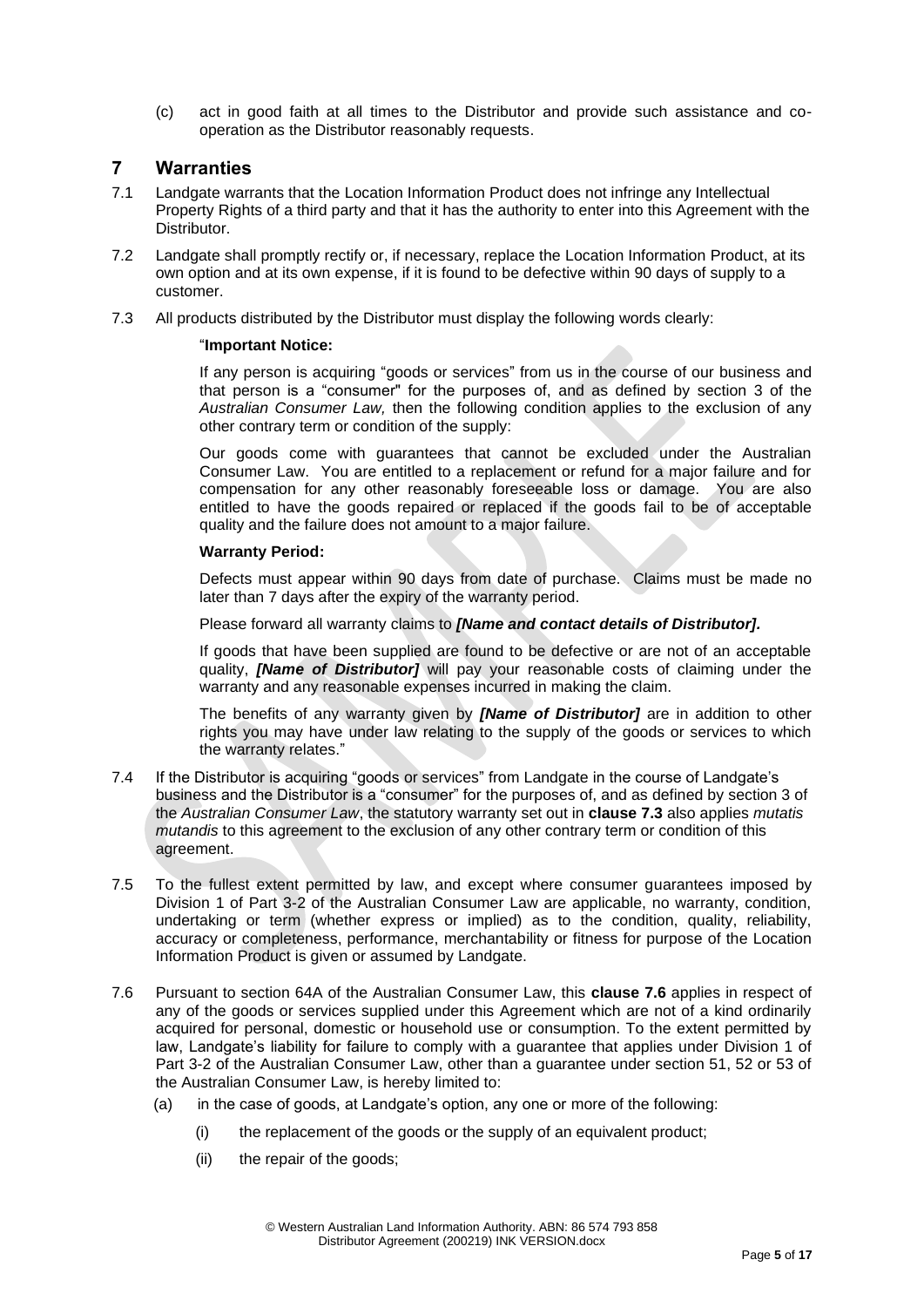(c) act in good faith at all times to the Distributor and provide such assistance and co-operation as the Distributor reasonably requests.

## 7 Warranties

7.1 Landgate warrants that the Location Information Product does not infringe any Intellectual Property Rights of a third party and that it has the authority to enter into this Agreement with the Distributor.

7.2 Landgate shall promptly rectify or, if necessary, replace the Location Information Product, at its own option and at its own expense, if it is found to be defective within 90 days of supply to a customer.

7.3 All products distributed by the Distributor must display the following words clearly:

> "**Important Notice:**
>
> If any person is acquiring "goods or services" from us in the course of our business and that person is a "consumer" for the purposes of, and as defined by section 3 of the *Australian Consumer Law,* then the following condition applies to the exclusion of any other contrary term or condition of the supply:
>
> Our goods come with guarantees that cannot be excluded under the Australian Consumer Law. You are entitled to a replacement or refund for a major failure and for compensation for any other reasonably foreseeable loss or damage. You are also entitled to have the goods repaired or replaced if the goods fail to be of acceptable quality and the failure does not amount to a major failure.
>
> **Warranty Period:**
>
> Defects must appear within 90 days from date of purchase. Claims must be made no later than 7 days after the expiry of the warranty period.
>
> Please forward all warranty claims to ***[Name and contact details of Distributor].***
>
> If goods that have been supplied are found to be defective or are not of an acceptable quality, ***[Name of Distributor]*** will pay your reasonable costs of claiming under the warranty and any reasonable expenses incurred in making the claim.
>
> The benefits of any warranty given by ***[Name of Distributor]*** are in addition to other rights you may have under law relating to the supply of the goods or services to which the warranty relates."

7.4 If the Distributor is acquiring "goods or services" from Landgate in the course of Landgate's business and the Distributor is a "consumer" for the purposes of, and as defined by section 3 of the *Australian Consumer Law*, the statutory warranty set out in **clause 7.3** also applies *mutatis mutandis* to this agreement to the exclusion of any other contrary term or condition of this agreement.

7.5 To the fullest extent permitted by law, and except where consumer guarantees imposed by Division 1 of Part 3-2 of the Australian Consumer Law are applicable, no warranty, condition, undertaking or term (whether express or implied) as to the condition, quality, reliability, accuracy or completeness, performance, merchantability or fitness for purpose of the Location Information Product is given or assumed by Landgate.

7.6 Pursuant to section 64A of the Australian Consumer Law, this **clause 7.6** applies in respect of any of the goods or services supplied under this Agreement which are not of a kind ordinarily acquired for personal, domestic or household use or consumption. To the extent permitted by law, Landgate's liability for failure to comply with a guarantee that applies under Division 1 of Part 3-2 of the Australian Consumer Law, other than a guarantee under section 51, 52 or 53 of the Australian Consumer Law, is hereby limited to:

(a) in the case of goods, at Landgate's option, any one or more of the following:

(i) the replacement of the goods or the supply of an equivalent product;

(ii) the repair of the goods;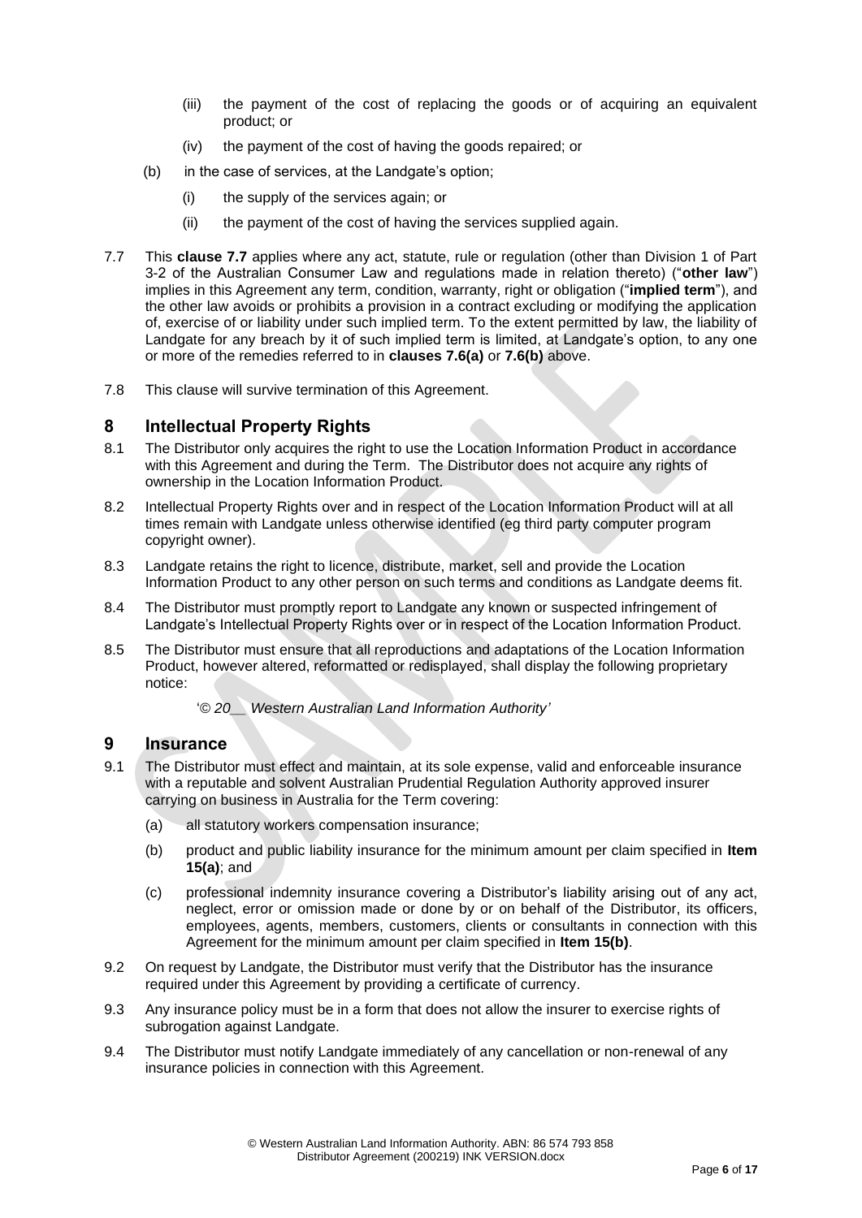(iii) the payment of the cost of replacing the goods or of acquiring an equivalent product; or

(iv) the payment of the cost of having the goods repaired; or

(b) in the case of services, at the Landgate's option;

(i) the supply of the services again; or

(ii) the payment of the cost of having the services supplied again.

7.7 This **clause 7.7** applies where any act, statute, rule or regulation (other than Division 1 of Part 3-2 of the Australian Consumer Law and regulations made in relation thereto) ("**other law**") implies in this Agreement any term, condition, warranty, right or obligation ("**implied term**"), and the other law avoids or prohibits a provision in a contract excluding or modifying the application of, exercise of or liability under such implied term. To the extent permitted by law, the liability of Landgate for any breach by it of such implied term is limited, at Landgate's option, to any one or more of the remedies referred to in **clauses 7.6(a)** or **7.6(b)** above.

7.8 This clause will survive termination of this Agreement.

## 8 Intellectual Property Rights

8.1 The Distributor only acquires the right to use the Location Information Product in accordance with this Agreement and during the Term. The Distributor does not acquire any rights of ownership in the Location Information Product.

8.2 Intellectual Property Rights over and in respect of the Location Information Product will at all times remain with Landgate unless otherwise identified (eg third party computer program copyright owner).

8.3 Landgate retains the right to licence, distribute, market, sell and provide the Location Information Product to any other person on such terms and conditions as Landgate deems fit.

8.4 The Distributor must promptly report to Landgate any known or suspected infringement of Landgate's Intellectual Property Rights over or in respect of the Location Information Product.

8.5 The Distributor must ensure that all reproductions and adaptations of the Location Information Product, however altered, reformatted or redisplayed, shall display the following proprietary notice:

'*© 20__ Western Australian Land Information Authority*'

## 9 Insurance

9.1 The Distributor must effect and maintain, at its sole expense, valid and enforceable insurance with a reputable and solvent Australian Prudential Regulation Authority approved insurer carrying on business in Australia for the Term covering:

(a) all statutory workers compensation insurance;

(b) product and public liability insurance for the minimum amount per claim specified in **Item 15(a)**; and

(c) professional indemnity insurance covering a Distributor's liability arising out of any act, neglect, error or omission made or done by or on behalf of the Distributor, its officers, employees, agents, members, customers, clients or consultants in connection with this Agreement for the minimum amount per claim specified in **Item 15(b)**.

9.2 On request by Landgate, the Distributor must verify that the Distributor has the insurance required under this Agreement by providing a certificate of currency.

9.3 Any insurance policy must be in a form that does not allow the insurer to exercise rights of subrogation against Landgate.

9.4 The Distributor must notify Landgate immediately of any cancellation or non-renewal of any insurance policies in connection with this Agreement.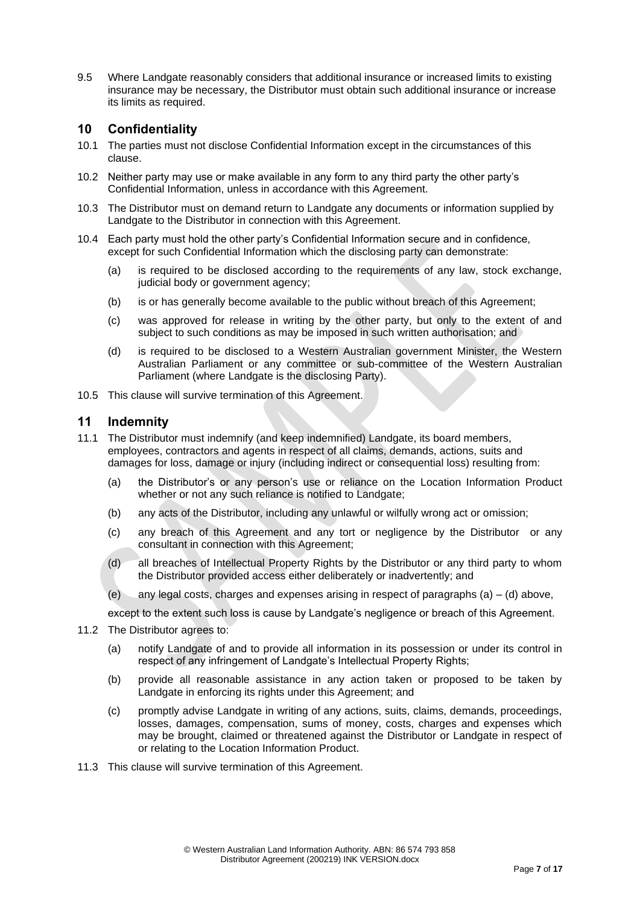9.5 Where Landgate reasonably considers that additional insurance or increased limits to existing insurance may be necessary, the Distributor must obtain such additional insurance or increase its limits as required.

## 10 Confidentiality

10.1 The parties must not disclose Confidential Information except in the circumstances of this clause.

10.2 Neither party may use or make available in any form to any third party the other party's Confidential Information, unless in accordance with this Agreement.

10.3 The Distributor must on demand return to Landgate any documents or information supplied by Landgate to the Distributor in connection with this Agreement.

10.4 Each party must hold the other party's Confidential Information secure and in confidence, except for such Confidential Information which the disclosing party can demonstrate:

(a) is required to be disclosed according to the requirements of any law, stock exchange, judicial body or government agency;

(b) is or has generally become available to the public without breach of this Agreement;

(c) was approved for release in writing by the other party, but only to the extent of and subject to such conditions as may be imposed in such written authorisation; and

(d) is required to be disclosed to a Western Australian government Minister, the Western Australian Parliament or any committee or sub-committee of the Western Australian Parliament (where Landgate is the disclosing Party).

10.5 This clause will survive termination of this Agreement.

## 11 Indemnity

11.1 The Distributor must indemnify (and keep indemnified) Landgate, its board members, employees, contractors and agents in respect of all claims, demands, actions, suits and damages for loss, damage or injury (including indirect or consequential loss) resulting from:

(a) the Distributor's or any person's use or reliance on the Location Information Product whether or not any such reliance is notified to Landgate;

(b) any acts of the Distributor, including any unlawful or wilfully wrong act or omission;

(c) any breach of this Agreement and any tort or negligence by the Distributor or any consultant in connection with this Agreement;

(d) all breaches of Intellectual Property Rights by the Distributor or any third party to whom the Distributor provided access either deliberately or inadvertently; and

(e) any legal costs, charges and expenses arising in respect of paragraphs (a) – (d) above,

except to the extent such loss is cause by Landgate's negligence or breach of this Agreement.

11.2 The Distributor agrees to:

(a) notify Landgate of and to provide all information in its possession or under its control in respect of any infringement of Landgate's Intellectual Property Rights;

(b) provide all reasonable assistance in any action taken or proposed to be taken by Landgate in enforcing its rights under this Agreement; and

(c) promptly advise Landgate in writing of any actions, suits, claims, demands, proceedings, losses, damages, compensation, sums of money, costs, charges and expenses which may be brought, claimed or threatened against the Distributor or Landgate in respect of or relating to the Location Information Product.

11.3 This clause will survive termination of this Agreement.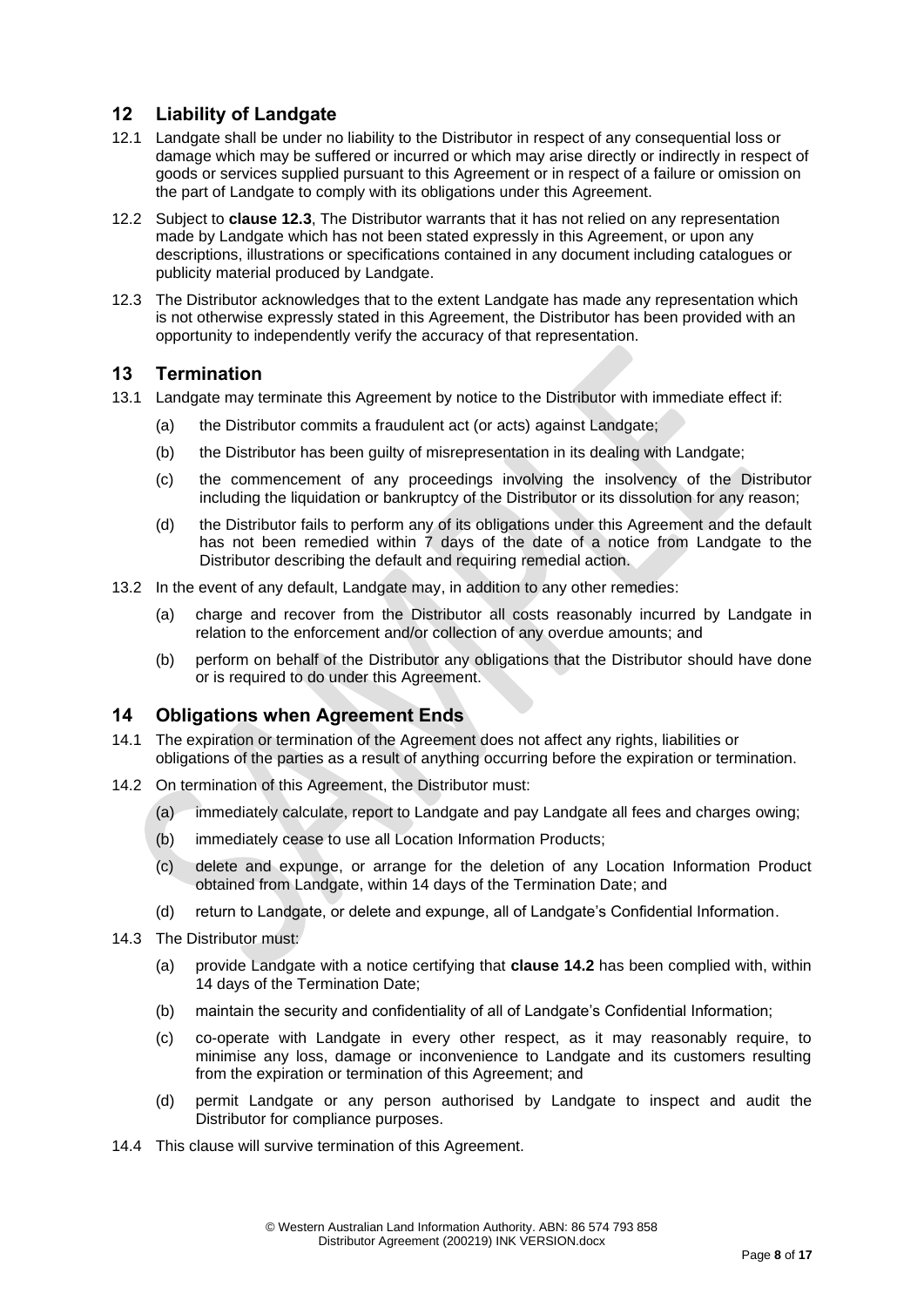## 12 Liability of Landgate

12.1 Landgate shall be under no liability to the Distributor in respect of any consequential loss or damage which may be suffered or incurred or which may arise directly or indirectly in respect of goods or services supplied pursuant to this Agreement or in respect of a failure or omission on the part of Landgate to comply with its obligations under this Agreement.

12.2 Subject to **clause 12.3**, The Distributor warrants that it has not relied on any representation made by Landgate which has not been stated expressly in this Agreement, or upon any descriptions, illustrations or specifications contained in any document including catalogues or publicity material produced by Landgate.

12.3 The Distributor acknowledges that to the extent Landgate has made any representation which is not otherwise expressly stated in this Agreement, the Distributor has been provided with an opportunity to independently verify the accuracy of that representation.

## 13 Termination

13.1 Landgate may terminate this Agreement by notice to the Distributor with immediate effect if:

(a) the Distributor commits a fraudulent act (or acts) against Landgate;

(b) the Distributor has been guilty of misrepresentation in its dealing with Landgate;

(c) the commencement of any proceedings involving the insolvency of the Distributor including the liquidation or bankruptcy of the Distributor or its dissolution for any reason;

(d) the Distributor fails to perform any of its obligations under this Agreement and the default has not been remedied within 7 days of the date of a notice from Landgate to the Distributor describing the default and requiring remedial action.

13.2 In the event of any default, Landgate may, in addition to any other remedies:

(a) charge and recover from the Distributor all costs reasonably incurred by Landgate in relation to the enforcement and/or collection of any overdue amounts; and

(b) perform on behalf of the Distributor any obligations that the Distributor should have done or is required to do under this Agreement.

## 14 Obligations when Agreement Ends

14.1 The expiration or termination of the Agreement does not affect any rights, liabilities or obligations of the parties as a result of anything occurring before the expiration or termination.

14.2 On termination of this Agreement, the Distributor must:

(a) immediately calculate, report to Landgate and pay Landgate all fees and charges owing;

(b) immediately cease to use all Location Information Products;

(c) delete and expunge, or arrange for the deletion of any Location Information Product obtained from Landgate, within 14 days of the Termination Date; and

(d) return to Landgate, or delete and expunge, all of Landgate's Confidential Information.

14.3 The Distributor must:

(a) provide Landgate with a notice certifying that **clause 14.2** has been complied with, within 14 days of the Termination Date;

(b) maintain the security and confidentiality of all of Landgate's Confidential Information;

(c) co-operate with Landgate in every other respect, as it may reasonably require, to minimise any loss, damage or inconvenience to Landgate and its customers resulting from the expiration or termination of this Agreement; and

(d) permit Landgate or any person authorised by Landgate to inspect and audit the Distributor for compliance purposes.

14.4 This clause will survive termination of this Agreement.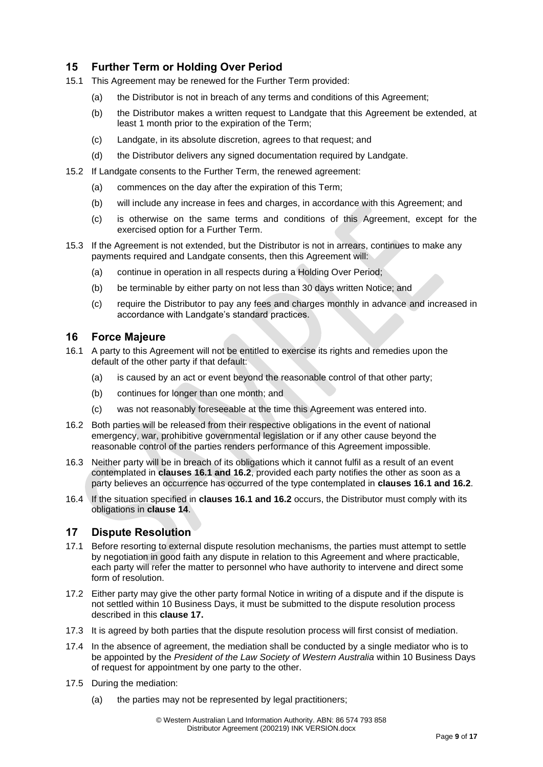## 15 Further Term or Holding Over Period

15.1 This Agreement may be renewed for the Further Term provided:

(a) the Distributor is not in breach of any terms and conditions of this Agreement;

(b) the Distributor makes a written request to Landgate that this Agreement be extended, at least 1 month prior to the expiration of the Term;

(c) Landgate, in its absolute discretion, agrees to that request; and

(d) the Distributor delivers any signed documentation required by Landgate.

15.2 If Landgate consents to the Further Term, the renewed agreement:

(a) commences on the day after the expiration of this Term;

(b) will include any increase in fees and charges, in accordance with this Agreement; and

(c) is otherwise on the same terms and conditions of this Agreement, except for the exercised option for a Further Term.

15.3 If the Agreement is not extended, but the Distributor is not in arrears, continues to make any payments required and Landgate consents, then this Agreement will:

(a) continue in operation in all respects during a Holding Over Period;

(b) be terminable by either party on not less than 30 days written Notice; and

(c) require the Distributor to pay any fees and charges monthly in advance and increased in accordance with Landgate's standard practices.

## 16 Force Majeure

16.1 A party to this Agreement will not be entitled to exercise its rights and remedies upon the default of the other party if that default:

(a) is caused by an act or event beyond the reasonable control of that other party;

(b) continues for longer than one month; and

(c) was not reasonably foreseeable at the time this Agreement was entered into.

16.2 Both parties will be released from their respective obligations in the event of national emergency, war, prohibitive governmental legislation or if any other cause beyond the reasonable control of the parties renders performance of this Agreement impossible.

16.3 Neither party will be in breach of its obligations which it cannot fulfil as a result of an event contemplated in **clauses 16.1 and 16.2**, provided each party notifies the other as soon as a party believes an occurrence has occurred of the type contemplated in **clauses 16.1 and 16.2**.

16.4 If the situation specified in **clauses 16.1 and 16.2** occurs, the Distributor must comply with its obligations in **clause 14**.

## 17 Dispute Resolution

17.1 Before resorting to external dispute resolution mechanisms, the parties must attempt to settle by negotiation in good faith any dispute in relation to this Agreement and where practicable, each party will refer the matter to personnel who have authority to intervene and direct some form of resolution.

17.2 Either party may give the other party formal Notice in writing of a dispute and if the dispute is not settled within 10 Business Days, it must be submitted to the dispute resolution process described in this **clause 17.**

17.3 It is agreed by both parties that the dispute resolution process will first consist of mediation.

17.4 In the absence of agreement, the mediation shall be conducted by a single mediator who is to be appointed by the *President of the Law Society of Western Australia* within 10 Business Days of request for appointment by one party to the other.

17.5 During the mediation:

(a) the parties may not be represented by legal practitioners;

© Western Australian Land Information Authority. ABN: 86 574 793 858
Distributor Agreement (200219) INK VERSION.docx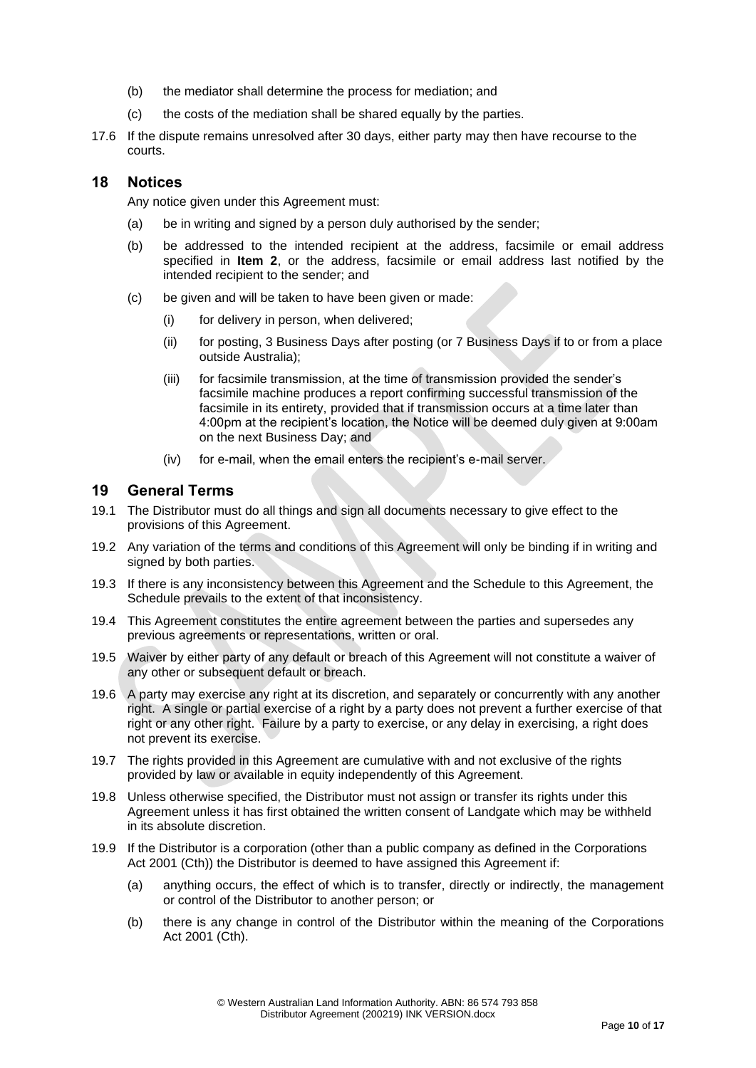(b) the mediator shall determine the process for mediation; and

(c) the costs of the mediation shall be shared equally by the parties.

17.6 If the dispute remains unresolved after 30 days, either party may then have recourse to the courts.

## 18 Notices

Any notice given under this Agreement must:

(a) be in writing and signed by a person duly authorised by the sender;

(b) be addressed to the intended recipient at the address, facsimile or email address specified in **Item 2**, or the address, facsimile or email address last notified by the intended recipient to the sender; and

(c) be given and will be taken to have been given or made:

(i) for delivery in person, when delivered;

(ii) for posting, 3 Business Days after posting (or 7 Business Days if to or from a place outside Australia);

(iii) for facsimile transmission, at the time of transmission provided the sender's facsimile machine produces a report confirming successful transmission of the facsimile in its entirety, provided that if transmission occurs at a time later than 4:00pm at the recipient's location, the Notice will be deemed duly given at 9:00am on the next Business Day; and

(iv) for e-mail, when the email enters the recipient's e-mail server.

## 19 General Terms

19.1 The Distributor must do all things and sign all documents necessary to give effect to the provisions of this Agreement.

19.2 Any variation of the terms and conditions of this Agreement will only be binding if in writing and signed by both parties.

19.3 If there is any inconsistency between this Agreement and the Schedule to this Agreement, the Schedule prevails to the extent of that inconsistency.

19.4 This Agreement constitutes the entire agreement between the parties and supersedes any previous agreements or representations, written or oral.

19.5 Waiver by either party of any default or breach of this Agreement will not constitute a waiver of any other or subsequent default or breach.

19.6 A party may exercise any right at its discretion, and separately or concurrently with any another right. A single or partial exercise of a right by a party does not prevent a further exercise of that right or any other right. Failure by a party to exercise, or any delay in exercising, a right does not prevent its exercise.

19.7 The rights provided in this Agreement are cumulative with and not exclusive of the rights provided by law or available in equity independently of this Agreement.

19.8 Unless otherwise specified, the Distributor must not assign or transfer its rights under this Agreement unless it has first obtained the written consent of Landgate which may be withheld in its absolute discretion.

19.9 If the Distributor is a corporation (other than a public company as defined in the Corporations Act 2001 (Cth)) the Distributor is deemed to have assigned this Agreement if:

(a) anything occurs, the effect of which is to transfer, directly or indirectly, the management or control of the Distributor to another person; or

(b) there is any change in control of the Distributor within the meaning of the Corporations Act 2001 (Cth).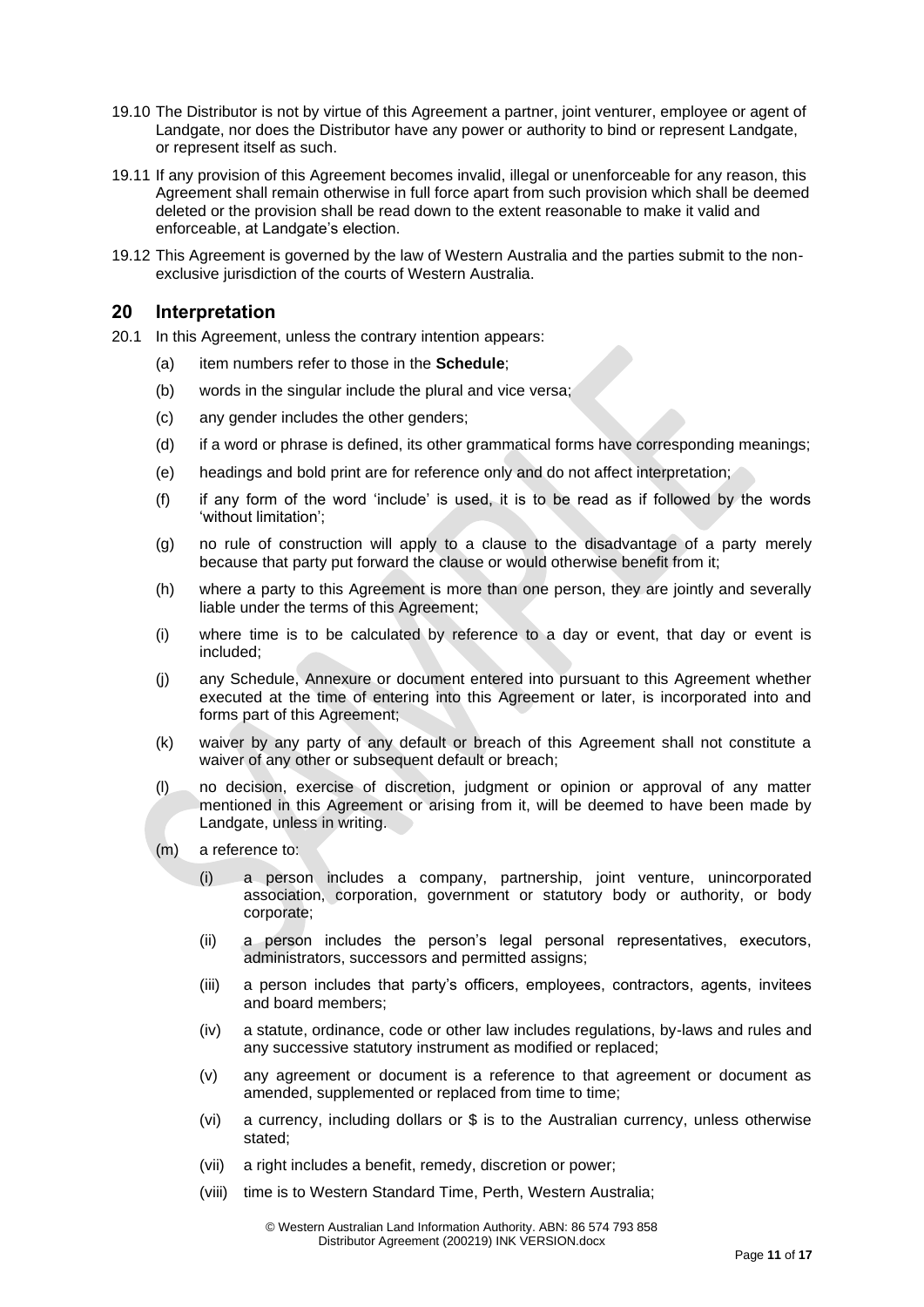19.10 The Distributor is not by virtue of this Agreement a partner, joint venturer, employee or agent of Landgate, nor does the Distributor have any power or authority to bind or represent Landgate, or represent itself as such.

19.11 If any provision of this Agreement becomes invalid, illegal or unenforceable for any reason, this Agreement shall remain otherwise in full force apart from such provision which shall be deemed deleted or the provision shall be read down to the extent reasonable to make it valid and enforceable, at Landgate's election.

19.12 This Agreement is governed by the law of Western Australia and the parties submit to the non-exclusive jurisdiction of the courts of Western Australia.

## 20 Interpretation

20.1 In this Agreement, unless the contrary intention appears:

- (a) item numbers refer to those in the **Schedule**;
- (b) words in the singular include the plural and vice versa;
- (c) any gender includes the other genders;
- (d) if a word or phrase is defined, its other grammatical forms have corresponding meanings;
- (e) headings and bold print are for reference only and do not affect interpretation;
- (f) if any form of the word 'include' is used, it is to be read as if followed by the words 'without limitation';
- (g) no rule of construction will apply to a clause to the disadvantage of a party merely because that party put forward the clause or would otherwise benefit from it;
- (h) where a party to this Agreement is more than one person, they are jointly and severally liable under the terms of this Agreement;
- (i) where time is to be calculated by reference to a day or event, that day or event is included;
- (j) any Schedule, Annexure or document entered into pursuant to this Agreement whether executed at the time of entering into this Agreement or later, is incorporated into and forms part of this Agreement;
- (k) waiver by any party of any default or breach of this Agreement shall not constitute a waiver of any other or subsequent default or breach;
- (l) no decision, exercise of discretion, judgment or opinion or approval of any matter mentioned in this Agreement or arising from it, will be deemed to have been made by Landgate, unless in writing.
- (m) a reference to:
  - (i) a person includes a company, partnership, joint venture, unincorporated association, corporation, government or statutory body or authority, or body corporate;
  - (ii) a person includes the person's legal personal representatives, executors, administrators, successors and permitted assigns;
  - (iii) a person includes that party's officers, employees, contractors, agents, invitees and board members;
  - (iv) a statute, ordinance, code or other law includes regulations, by-laws and rules and any successive statutory instrument as modified or replaced;
  - (v) any agreement or document is a reference to that agreement or document as amended, supplemented or replaced from time to time;
  - (vi) a currency, including dollars or $ is to the Australian currency, unless otherwise stated;
  - (vii) a right includes a benefit, remedy, discretion or power;
  - (viii) time is to Western Standard Time, Perth, Western Australia;

© Western Australian Land Information Authority. ABN: 86 574 793 858
Distributor Agreement (200219) INK VERSION.docx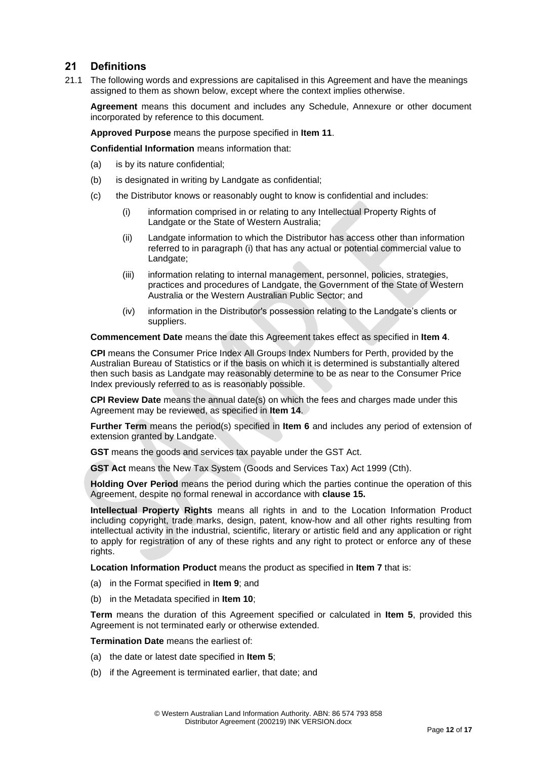## 21 Definitions

21.1 The following words and expressions are capitalised in this Agreement and have the meanings assigned to them as shown below, except where the context implies otherwise.

**Agreement** means this document and includes any Schedule, Annexure or other document incorporated by reference to this document.

**Approved Purpose** means the purpose specified in **Item 11**.

**Confidential Information** means information that:

(a) is by its nature confidential;

(b) is designated in writing by Landgate as confidential;

(c) the Distributor knows or reasonably ought to know is confidential and includes:

 (i) information comprised in or relating to any Intellectual Property Rights of Landgate or the State of Western Australia;

 (ii) Landgate information to which the Distributor has access other than information referred to in paragraph (i) that has any actual or potential commercial value to Landgate;

 (iii) information relating to internal management, personnel, policies, strategies, practices and procedures of Landgate, the Government of the State of Western Australia or the Western Australian Public Sector; and

 (iv) information in the Distributor's possession relating to the Landgate's clients or suppliers.

**Commencement Date** means the date this Agreement takes effect as specified in **Item 4**.

**CPI** means the Consumer Price Index All Groups Index Numbers for Perth, provided by the Australian Bureau of Statistics or if the basis on which it is determined is substantially altered then such basis as Landgate may reasonably determine to be as near to the Consumer Price Index previously referred to as is reasonably possible.

**CPI Review Date** means the annual date(s) on which the fees and charges made under this Agreement may be reviewed, as specified in **Item 14**.

**Further Term** means the period(s) specified in **Item 6** and includes any period of extension of extension granted by Landgate.

**GST** means the goods and services tax payable under the GST Act.

**GST Act** means the New Tax System (Goods and Services Tax) Act 1999 (Cth).

**Holding Over Period** means the period during which the parties continue the operation of this Agreement, despite no formal renewal in accordance with **clause 15.**

**Intellectual Property Rights** means all rights in and to the Location Information Product including copyright, trade marks, design, patent, know-how and all other rights resulting from intellectual activity in the industrial, scientific, literary or artistic field and any application or right to apply for registration of any of these rights and any right to protect or enforce any of these rights.

**Location Information Product** means the product as specified in **Item 7** that is:

(a) in the Format specified in **Item 9**; and

(b) in the Metadata specified in **Item 10**;

**Term** means the duration of this Agreement specified or calculated in **Item 5**, provided this Agreement is not terminated early or otherwise extended.

**Termination Date** means the earliest of:

(a) the date or latest date specified in **Item 5**;

(b) if the Agreement is terminated earlier, that date; and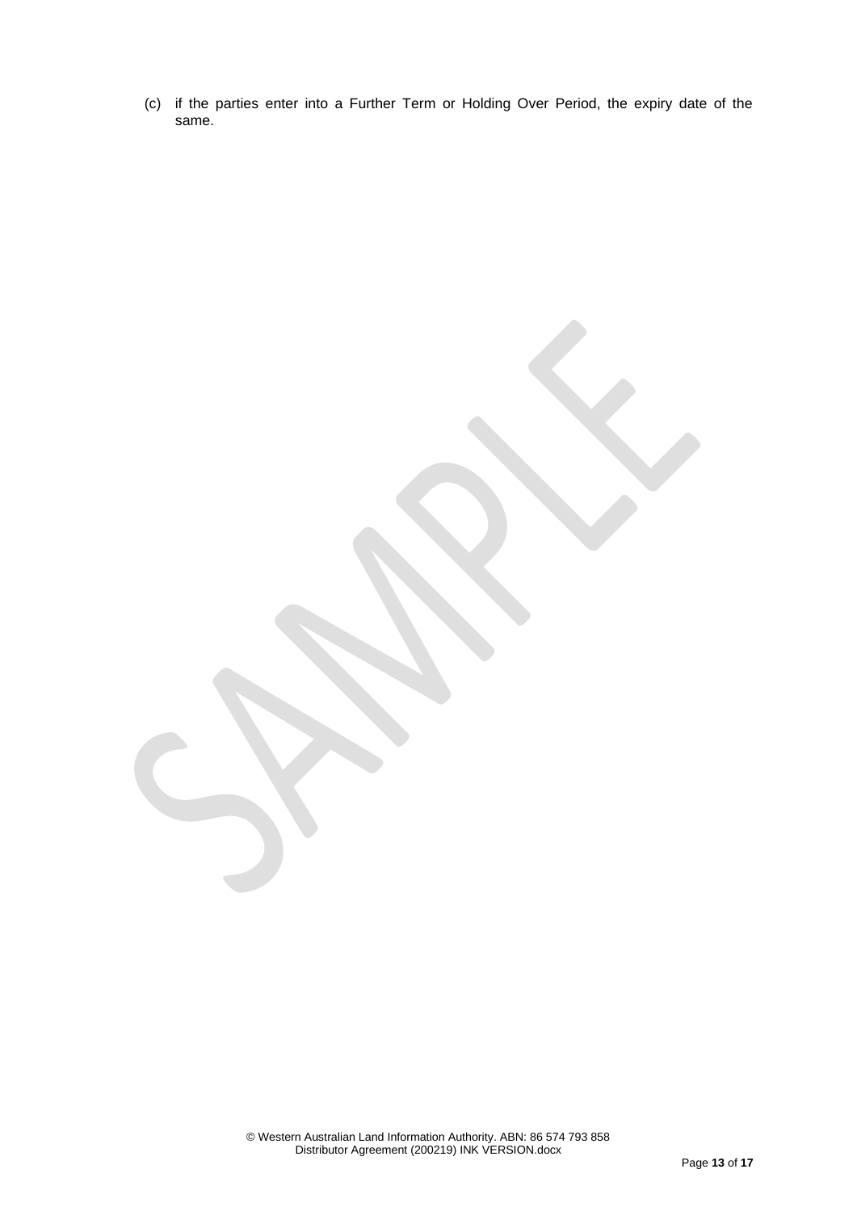(c) if the parties enter into a Further Term or Holding Over Period, the expiry date of the same.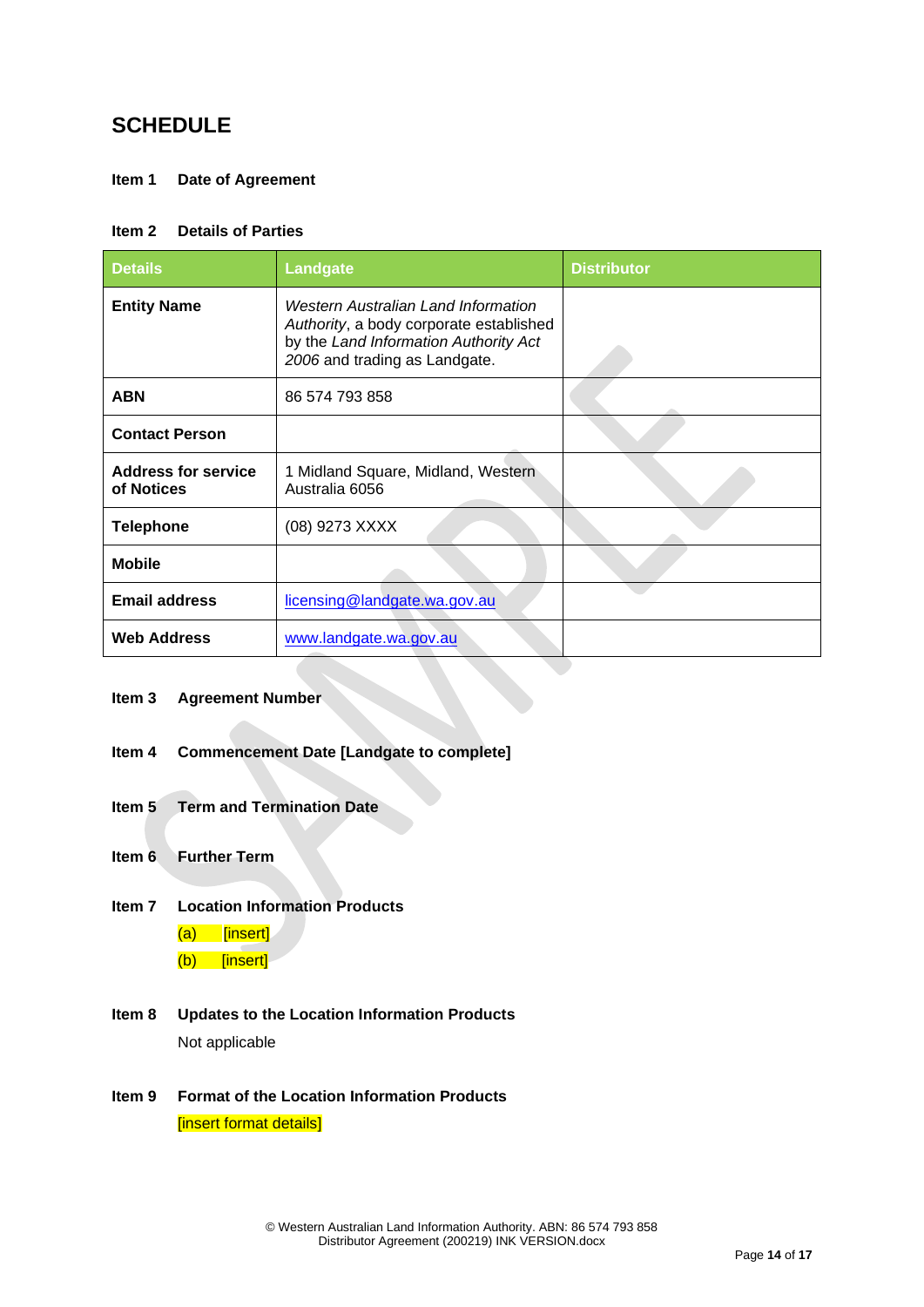# SCHEDULE

**Item 1 Date of Agreement**

**Item 2 Details of Parties**

| Details | Landgate | Distributor |
|---|---|---|
| **Entity Name** | *Western Australian Land Information Authority*, a body corporate established by the *Land Information Authority Act 2006* and trading as Landgate. | |
| **ABN** | 86 574 793 858 | |
| **Contact Person** | | |
| **Address for service of Notices** | 1 Midland Square, Midland, Western Australia 6056 | |
| **Telephone** | (08) 9273 XXXX | |
| **Mobile** | | |
| **Email address** | licensing@landgate.wa.gov.au | |
| **Web Address** | www.landgate.wa.gov.au | |

**Item 3 Agreement Number**

**Item 4 Commencement Date [Landgate to complete]**

**Item 5 Term and Termination Date**

**Item 6 Further Term**

**Item 7 Location Information Products**

(a) [insert]

(b) [insert]

**Item 8 Updates to the Location Information Products**

Not applicable

**Item 9 Format of the Location Information Products**

[insert format details]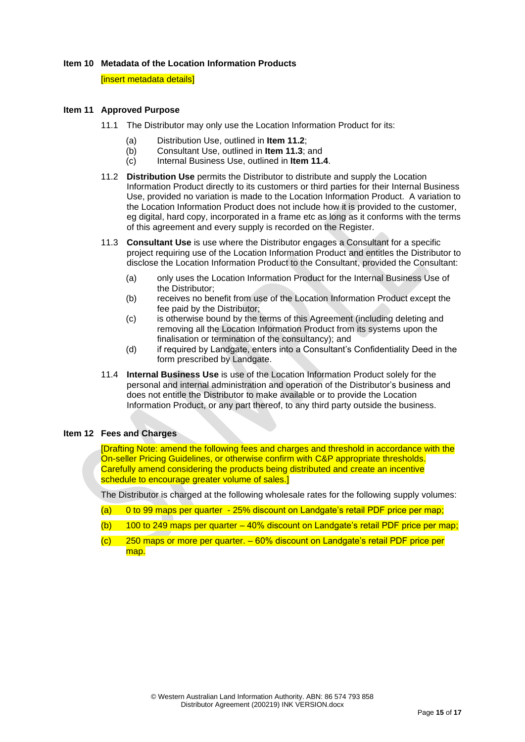**Item 10 Metadata of the Location Information Products**

[insert metadata details]

**Item 11 Approved Purpose**

11.1 The Distributor may only use the Location Information Product for its:

(a) Distribution Use, outlined in **Item 11.2**;
(b) Consultant Use, outlined in **Item 11.3**; and
(c) Internal Business Use, outlined in **Item 11.4**.

11.2 **Distribution Use** permits the Distributor to distribute and supply the Location Information Product directly to its customers or third parties for their Internal Business Use, provided no variation is made to the Location Information Product. A variation to the Location Information Product does not include how it is provided to the customer, eg digital, hard copy, incorporated in a frame etc as long as it conforms with the terms of this agreement and every supply is recorded on the Register.

11.3 **Consultant Use** is use where the Distributor engages a Consultant for a specific project requiring use of the Location Information Product and entitles the Distributor to disclose the Location Information Product to the Consultant, provided the Consultant:

(a) only uses the Location Information Product for the Internal Business Use of the Distributor;
(b) receives no benefit from use of the Location Information Product except the fee paid by the Distributor;
(c) is otherwise bound by the terms of this Agreement (including deleting and removing all the Location Information Product from its systems upon the finalisation or termination of the consultancy); and
(d) if required by Landgate, enters into a Consultant's Confidentiality Deed in the form prescribed by Landgate.

11.4 **Internal Business Use** is use of the Location Information Product solely for the personal and internal administration and operation of the Distributor's business and does not entitle the Distributor to make available or to provide the Location Information Product, or any part thereof, to any third party outside the business.

**Item 12 Fees and Charges**

[Drafting Note: amend the following fees and charges and threshold in accordance with the On-seller Pricing Guidelines, or otherwise confirm with C&P appropriate thresholds. Carefully amend considering the products being distributed and create an incentive schedule to encourage greater volume of sales.]

The Distributor is charged at the following wholesale rates for the following supply volumes:

(a) 0 to 99 maps per quarter - 25% discount on Landgate's retail PDF price per map;

(b) 100 to 249 maps per quarter – 40% discount on Landgate's retail PDF price per map;

(c) 250 maps or more per quarter. – 60% discount on Landgate's retail PDF price per map.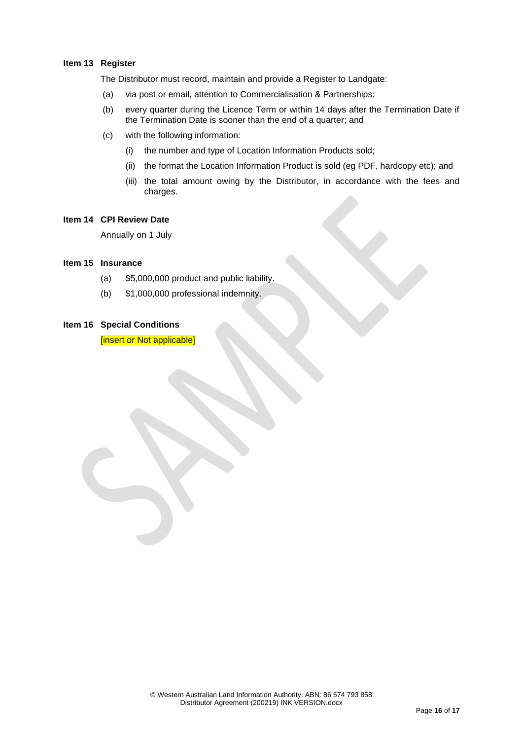**Item 13 Register**

The Distributor must record, maintain and provide a Register to Landgate:

(a) via post or email, attention to Commercialisation & Partnerships;

(b) every quarter during the Licence Term or within 14 days after the Termination Date if the Termination Date is sooner than the end of a quarter; and

(c) with the following information:

   (i) the number and type of Location Information Products sold;

   (ii) the format the Location Information Product is sold (eg PDF, hardcopy etc); and

   (iii) the total amount owing by the Distributor, in accordance with the fees and charges.

**Item 14 CPI Review Date**

Annually on 1 July

**Item 15 Insurance**

(a) $5,000,000 product and public liability.

(b) $1,000,000 professional indemnity.

**Item 16 Special Conditions**

[insert or Not applicable]

© Western Australian Land Information Authority. ABN: 86 574 793 858
Distributor Agreement (200219) INK VERSION.docx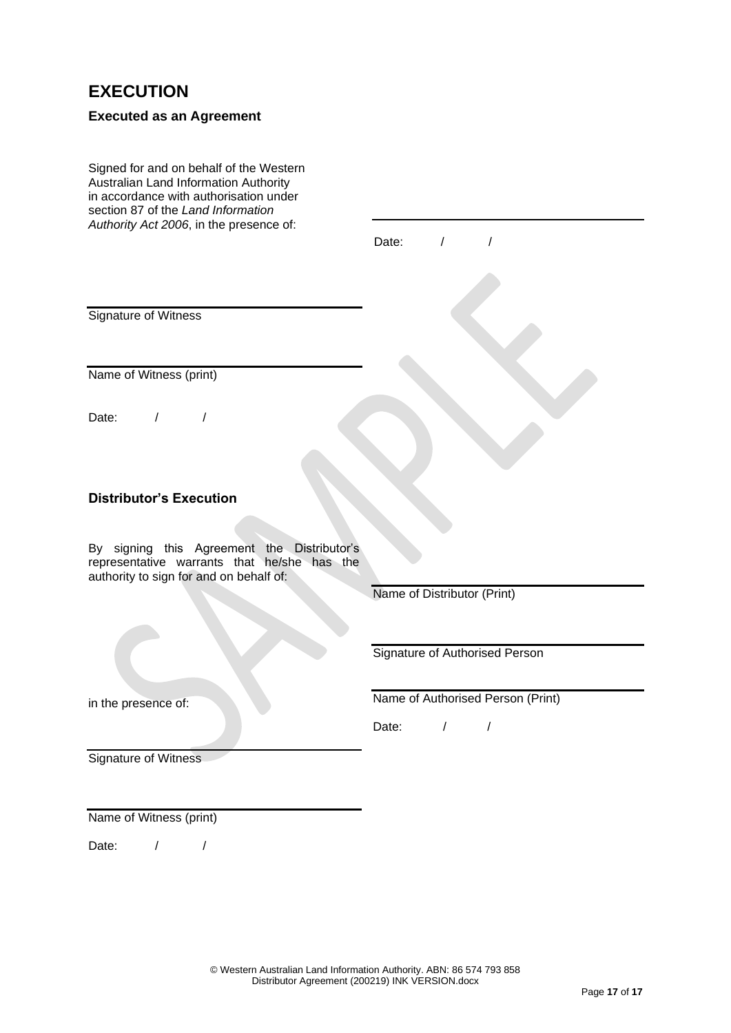# EXECUTION

### Executed as an Agreement

Signed for and on behalf of the Western Australian Land Information Authority in accordance with authorisation under section 87 of the *Land Information Authority Act 2006*, in the presence of:

\_\_\_\_\_\_\_\_\_\_\_\_\_\_\_\_\_\_\_\_\_\_\_\_\_\_\_\_\_\_\_\_\_\_\_\_\_\_

Date: / /

\_\_\_\_\_\_\_\_\_\_\_\_\_\_\_\_\_\_\_\_\_\_\_\_\_\_\_\_\_\_\_\_\_\_\_\_\_\_

Signature of Witness

\_\_\_\_\_\_\_\_\_\_\_\_\_\_\_\_\_\_\_\_\_\_\_\_\_\_\_\_\_\_\_\_\_\_\_\_\_\_

Name of Witness (print)

Date: / /

### Distributor's Execution

By signing this Agreement the Distributor's representative warrants that he/she has the authority to sign for and on behalf of:

\_\_\_\_\_\_\_\_\_\_\_\_\_\_\_\_\_\_\_\_\_\_\_\_\_\_\_\_\_\_\_\_\_\_\_\_\_\_

Name of Distributor (Print)

\_\_\_\_\_\_\_\_\_\_\_\_\_\_\_\_\_\_\_\_\_\_\_\_\_\_\_\_\_\_\_\_\_\_\_\_\_\_

Signature of Authorised Person

in the presence of:

\_\_\_\_\_\_\_\_\_\_\_\_\_\_\_\_\_\_\_\_\_\_\_\_\_\_\_\_\_\_\_\_\_\_\_\_\_\_

Name of Authorised Person (Print)

Date: / /

\_\_\_\_\_\_\_\_\_\_\_\_\_\_\_\_\_\_\_\_\_\_\_\_\_\_\_\_\_\_\_\_\_\_\_\_\_\_

Signature of Witness

\_\_\_\_\_\_\_\_\_\_\_\_\_\_\_\_\_\_\_\_\_\_\_\_\_\_\_\_\_\_\_\_\_\_\_\_\_\_

Name of Witness (print)

Date: / /

© Western Australian Land Information Authority. ABN: 86 574 793 858
Distributor Agreement (200219) INK VERSION.docx